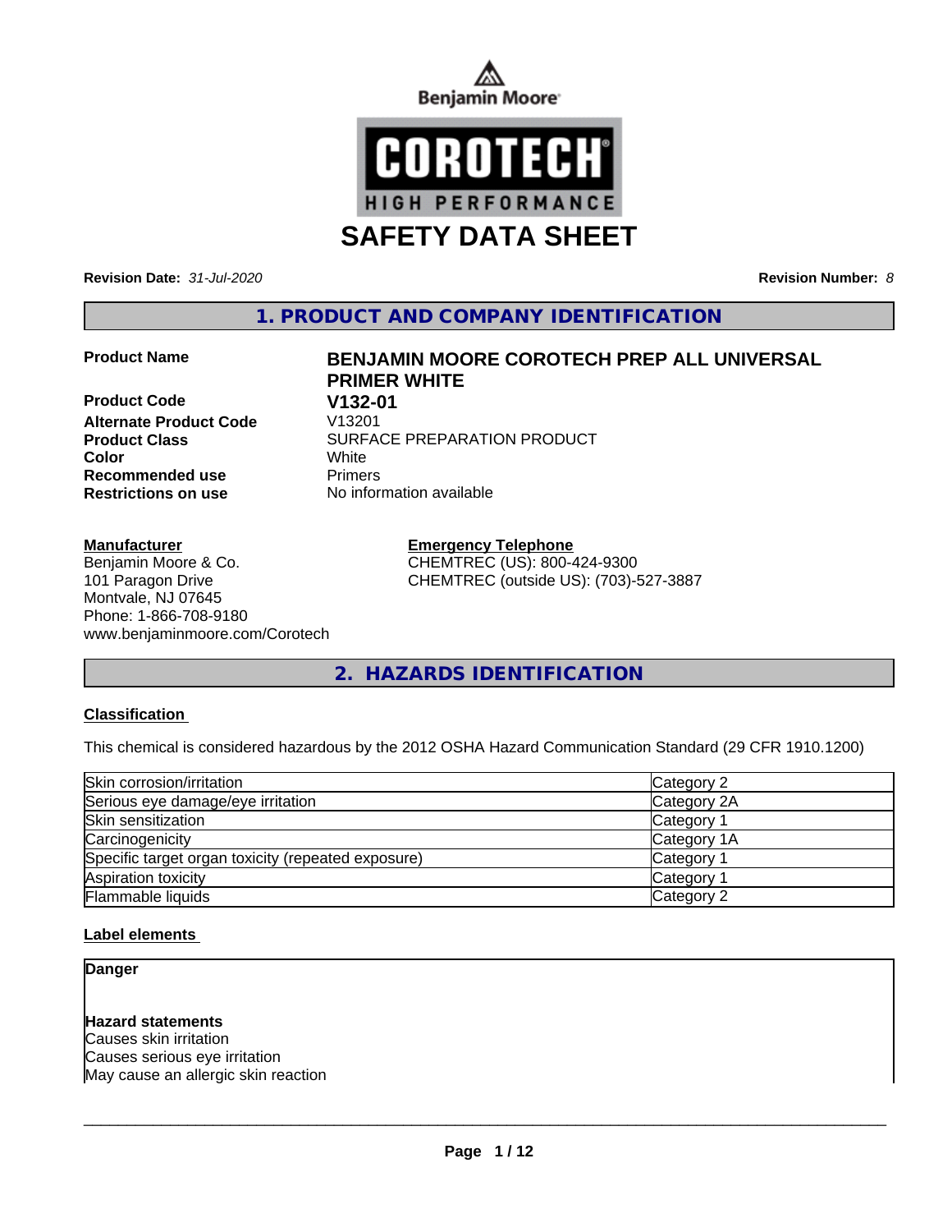Benjamin Moore

COROTECH®
HIGH PERFORMANCE

# SAFETY DATA SHEET

**Revision Date:** *31-Jul-2020* **Revision Number:** *8*

## 1. PRODUCT AND COMPANY IDENTIFICATION

| | |
|---|---|
| **Product Name** | **BENJAMIN MOORE COROTECH PREP ALL UNIVERSAL PRIMER WHITE** |
| **Product Code** | **V132-01** |
| **Alternate Product Code** | V13201 |
| **Product Class** | SURFACE PREPARATION PRODUCT |
| **Color** | White |
| **Recommended use** | Primers |
| **Restrictions on use** | No information available |

**Manufacturer**
Benjamin Moore & Co.
101 Paragon Drive
Montvale, NJ 07645
Phone: 1-866-708-9180
www.benjaminmoore.com/Corotech

**Emergency Telephone**
CHEMTREC (US): 800-424-9300
CHEMTREC (outside US): (703)-527-3887

## 2. HAZARDS IDENTIFICATION

### Classification

This chemical is considered hazardous by the 2012 OSHA Hazard Communication Standard (29 CFR 1910.1200)

| | |
|---|---|
| Skin corrosion/irritation | Category 2 |
| Serious eye damage/eye irritation | Category 2A |
| Skin sensitization | Category 1 |
| Carcinogenicity | Category 1A |
| Specific target organ toxicity (repeated exposure) | Category 1 |
| Aspiration toxicity | Category 1 |
| Flammable liquids | Category 2 |

### Label elements

**Danger**

**Hazard statements**
Causes skin irritation
Causes serious eye irritation
May cause an allergic skin reaction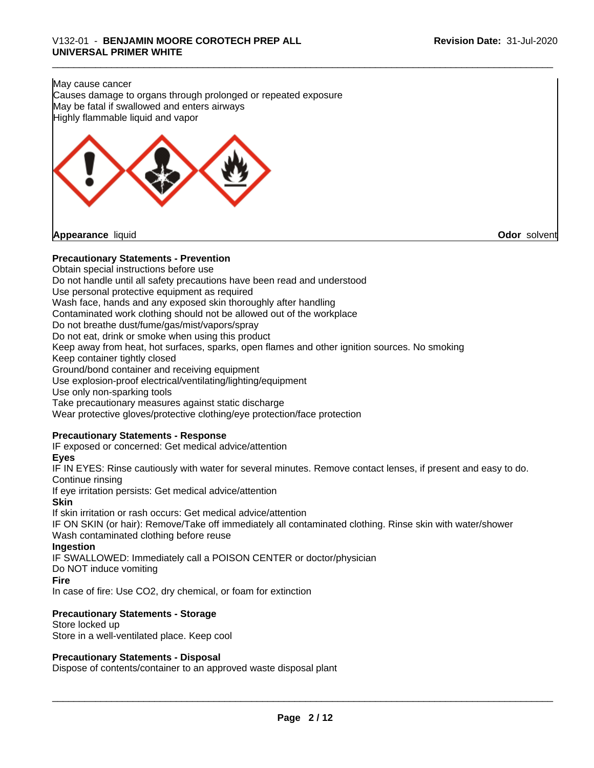May cause cancer
Causes damage to organs through prolonged or repeated exposure
May be fatal if swallowed and enters airways
Highly flammable liquid and vapor

**Appearance** liquid **Odor** solvent

**Precautionary Statements - Prevention**

Obtain special instructions before use
Do not handle until all safety precautions have been read and understood
Use personal protective equipment as required
Wash face, hands and any exposed skin thoroughly after handling
Contaminated work clothing should not be allowed out of the workplace
Do not breathe dust/fume/gas/mist/vapors/spray
Do not eat, drink or smoke when using this product
Keep away from heat, hot surfaces, sparks, open flames and other ignition sources. No smoking
Keep container tightly closed
Ground/bond container and receiving equipment
Use explosion-proof electrical/ventilating/lighting/equipment
Use only non-sparking tools
Take precautionary measures against static discharge
Wear protective gloves/protective clothing/eye protection/face protection

**Precautionary Statements - Response**

IF exposed or concerned: Get medical advice/attention

**Eyes**

IF IN EYES: Rinse cautiously with water for several minutes. Remove contact lenses, if present and easy to do. Continue rinsing
If eye irritation persists: Get medical advice/attention

**Skin**

If skin irritation or rash occurs: Get medical advice/attention
IF ON SKIN (or hair): Remove/Take off immediately all contaminated clothing. Rinse skin with water/shower
Wash contaminated clothing before reuse

**Ingestion**

IF SWALLOWED: Immediately call a POISON CENTER or doctor/physician
Do NOT induce vomiting

**Fire**

In case of fire: Use CO2, dry chemical, or foam for extinction

**Precautionary Statements - Storage**

Store locked up
Store in a well-ventilated place. Keep cool

**Precautionary Statements - Disposal**

Dispose of contents/container to an approved waste disposal plant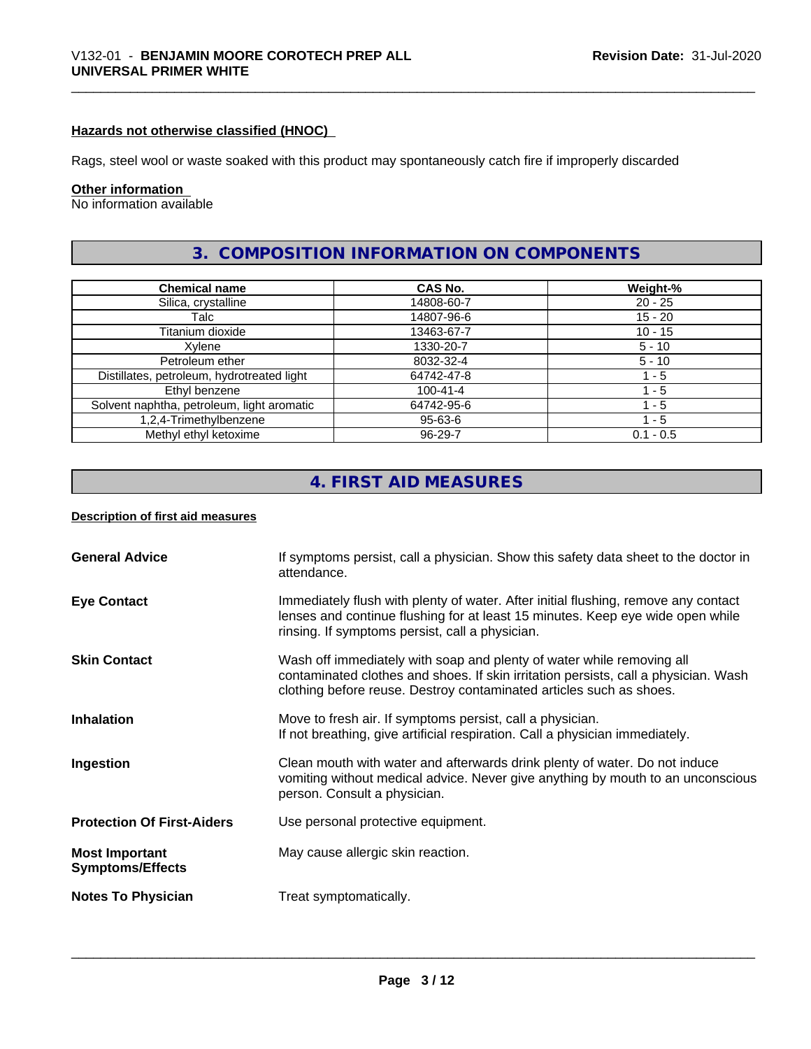### Hazards not otherwise classified (HNOC)

Rags, steel wool or waste soaked with this product may spontaneously catch fire if improperly discarded

**Other information**
No information available

## 3. COMPOSITION INFORMATION ON COMPONENTS

| Chemical name | CAS No. | Weight-% |
|---|---|---|
| Silica, crystalline | 14808-60-7 | 20 - 25 |
| Talc | 14807-96-6 | 15 - 20 |
| Titanium dioxide | 13463-67-7 | 10 - 15 |
| Xylene | 1330-20-7 | 5 - 10 |
| Petroleum ether | 8032-32-4 | 5 - 10 |
| Distillates, petroleum, hydrotreated light | 64742-47-8 | 1 - 5 |
| Ethyl benzene | 100-41-4 | 1 - 5 |
| Solvent naphtha, petroleum, light aromatic | 64742-95-6 | 1 - 5 |
| 1,2,4-Trimethylbenzene | 95-63-6 | 1 - 5 |
| Methyl ethyl ketoxime | 96-29-7 | 0.1 - 0.5 |

## 4. FIRST AID MEASURES

### Description of first aid measures

**General Advice**
If symptoms persist, call a physician. Show this safety data sheet to the doctor in attendance.

**Eye Contact**
Immediately flush with plenty of water. After initial flushing, remove any contact lenses and continue flushing for at least 15 minutes. Keep eye wide open while rinsing. If symptoms persist, call a physician.

**Skin Contact**
Wash off immediately with soap and plenty of water while removing all contaminated clothes and shoes. If skin irritation persists, call a physician. Wash clothing before reuse. Destroy contaminated articles such as shoes.

**Inhalation**
Move to fresh air. If symptoms persist, call a physician.
If not breathing, give artificial respiration. Call a physician immediately.

**Ingestion**
Clean mouth with water and afterwards drink plenty of water. Do not induce vomiting without medical advice. Never give anything by mouth to an unconscious person. Consult a physician.

**Protection Of First-Aiders**
Use personal protective equipment.

**Most Important Symptoms/Effects**
May cause allergic skin reaction.

**Notes To Physician**
Treat symptomatically.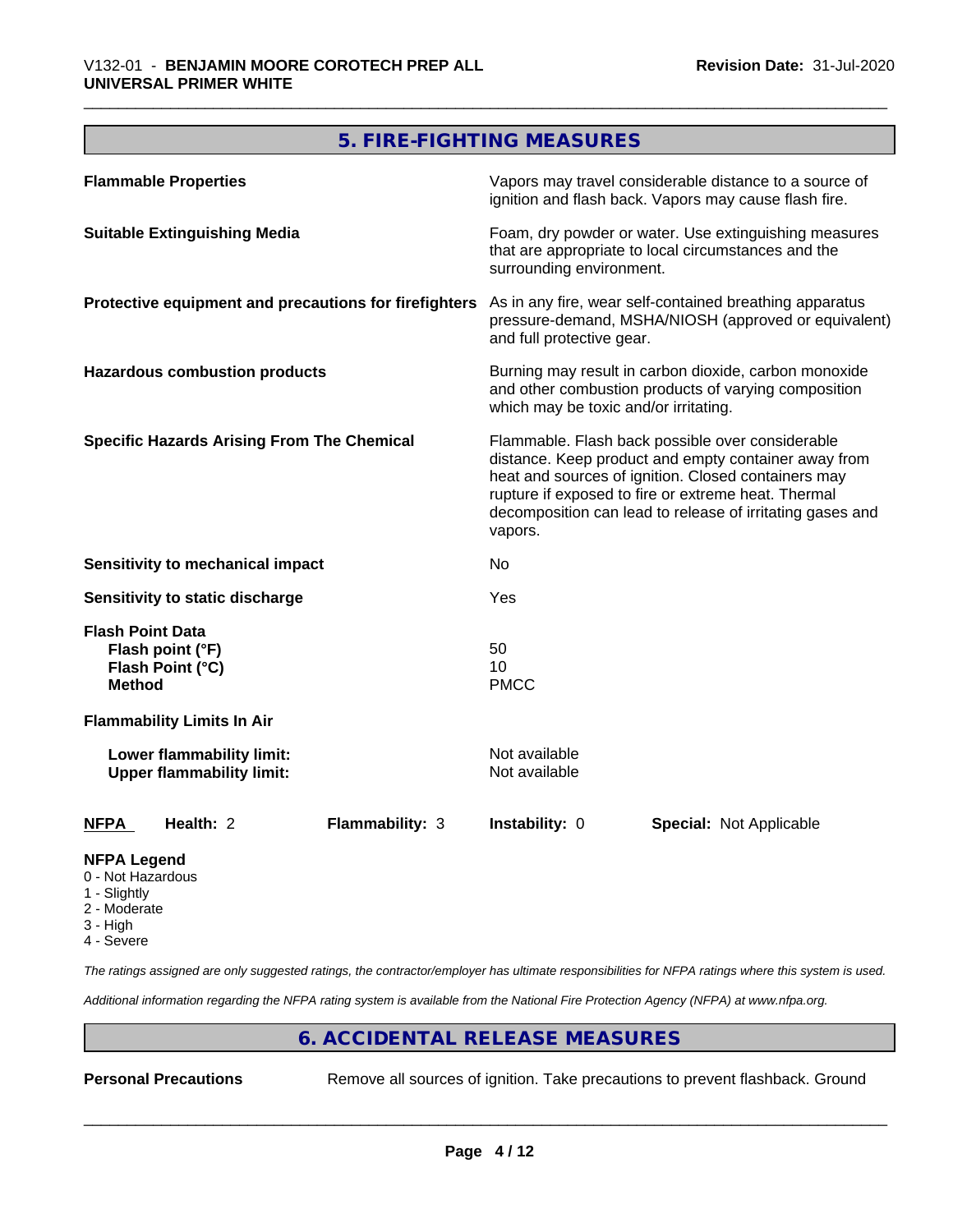## 5. FIRE-FIGHTING MEASURES

**Flammable Properties**

Vapors may travel considerable distance to a source of ignition and flash back. Vapors may cause flash fire.

**Suitable Extinguishing Media**

Foam, dry powder or water. Use extinguishing measures that are appropriate to local circumstances and the surrounding environment.

**Protective equipment and precautions for firefighters**

As in any fire, wear self-contained breathing apparatus pressure-demand, MSHA/NIOSH (approved or equivalent) and full protective gear.

**Hazardous combustion products**

Burning may result in carbon dioxide, carbon monoxide and other combustion products of varying composition which may be toxic and/or irritating.

**Specific Hazards Arising From The Chemical**

Flammable. Flash back possible over considerable distance. Keep product and empty container away from heat and sources of ignition. Closed containers may rupture if exposed to fire or extreme heat. Thermal decomposition can lead to release of irritating gases and vapors.

**Sensitivity to mechanical impact**

No

**Sensitivity to static discharge**

Yes

**Flash Point Data**

| | |
|---|---|
| **Flash point (°F)** | 50 |
| **Flash Point (°C)** | 10 |
| **Method** | PMCC |

**Flammability Limits In Air**

| | |
|---|---|
| **Lower flammability limit:** | Not available |
| **Upper flammability limit:** | Not available |

| **NFPA** | **Health:** 2 | **Flammability:** 3 | **Instability:** 0 | **Special:** Not Applicable |
|---|---|---|---|---|

**NFPA Legend**
- 0 - Not Hazardous
- 1 - Slightly
- 2 - Moderate
- 3 - High
- 4 - Severe

*The ratings assigned are only suggested ratings, the contractor/employer has ultimate responsibilities for NFPA ratings where this system is used.*

*Additional information regarding the NFPA rating system is available from the National Fire Protection Agency (NFPA) at www.nfpa.org.*

## 6. ACCIDENTAL RELEASE MEASURES

**Personal Precautions**

Remove all sources of ignition. Take precautions to prevent flashback. Ground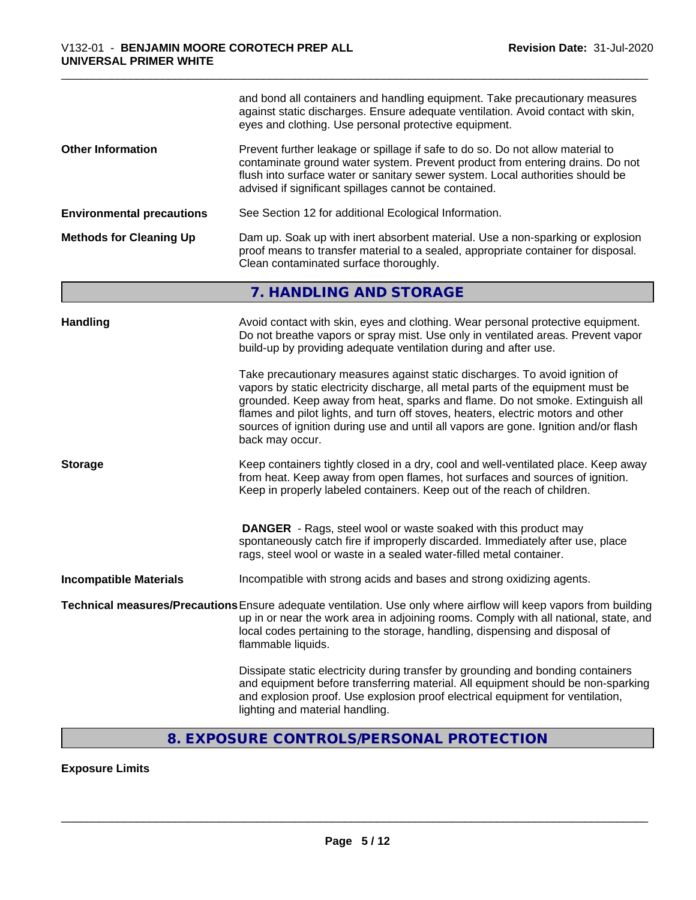and bond all containers and handling equipment. Take precautionary measures against static discharges. Ensure adequate ventilation. Avoid contact with skin, eyes and clothing. Use personal protective equipment.

**Other Information** Prevent further leakage or spillage if safe to do so. Do not allow material to contaminate ground water system. Prevent product from entering drains. Do not flush into surface water or sanitary sewer system. Local authorities should be advised if significant spillages cannot be contained.

**Environmental precautions** See Section 12 for additional Ecological Information.

**Methods for Cleaning Up** Dam up. Soak up with inert absorbent material. Use a non-sparking or explosion proof means to transfer material to a sealed, appropriate container for disposal. Clean contaminated surface thoroughly.

## 7. HANDLING AND STORAGE

**Handling** Avoid contact with skin, eyes and clothing. Wear personal protective equipment. Do not breathe vapors or spray mist. Use only in ventilated areas. Prevent vapor build-up by providing adequate ventilation during and after use.

Take precautionary measures against static discharges. To avoid ignition of vapors by static electricity discharge, all metal parts of the equipment must be grounded. Keep away from heat, sparks and flame. Do not smoke. Extinguish all flames and pilot lights, and turn off stoves, heaters, electric motors and other sources of ignition during use and until all vapors are gone. Ignition and/or flash back may occur.

**Storage** Keep containers tightly closed in a dry, cool and well-ventilated place. Keep away from heat. Keep away from open flames, hot surfaces and sources of ignition. Keep in properly labeled containers. Keep out of the reach of children.

**DANGER** - Rags, steel wool or waste soaked with this product may spontaneously catch fire if improperly discarded. Immediately after use, place rags, steel wool or waste in a sealed water-filled metal container.

**Incompatible Materials** Incompatible with strong acids and bases and strong oxidizing agents.

**Technical measures/Precautions** Ensure adequate ventilation. Use only where airflow will keep vapors from building up in or near the work area in adjoining rooms. Comply with all national, state, and local codes pertaining to the storage, handling, dispensing and disposal of flammable liquids.

Dissipate static electricity during transfer by grounding and bonding containers and equipment before transferring material. All equipment should be non-sparking and explosion proof. Use explosion proof electrical equipment for ventilation, lighting and material handling.

## 8. EXPOSURE CONTROLS/PERSONAL PROTECTION

**Exposure Limits**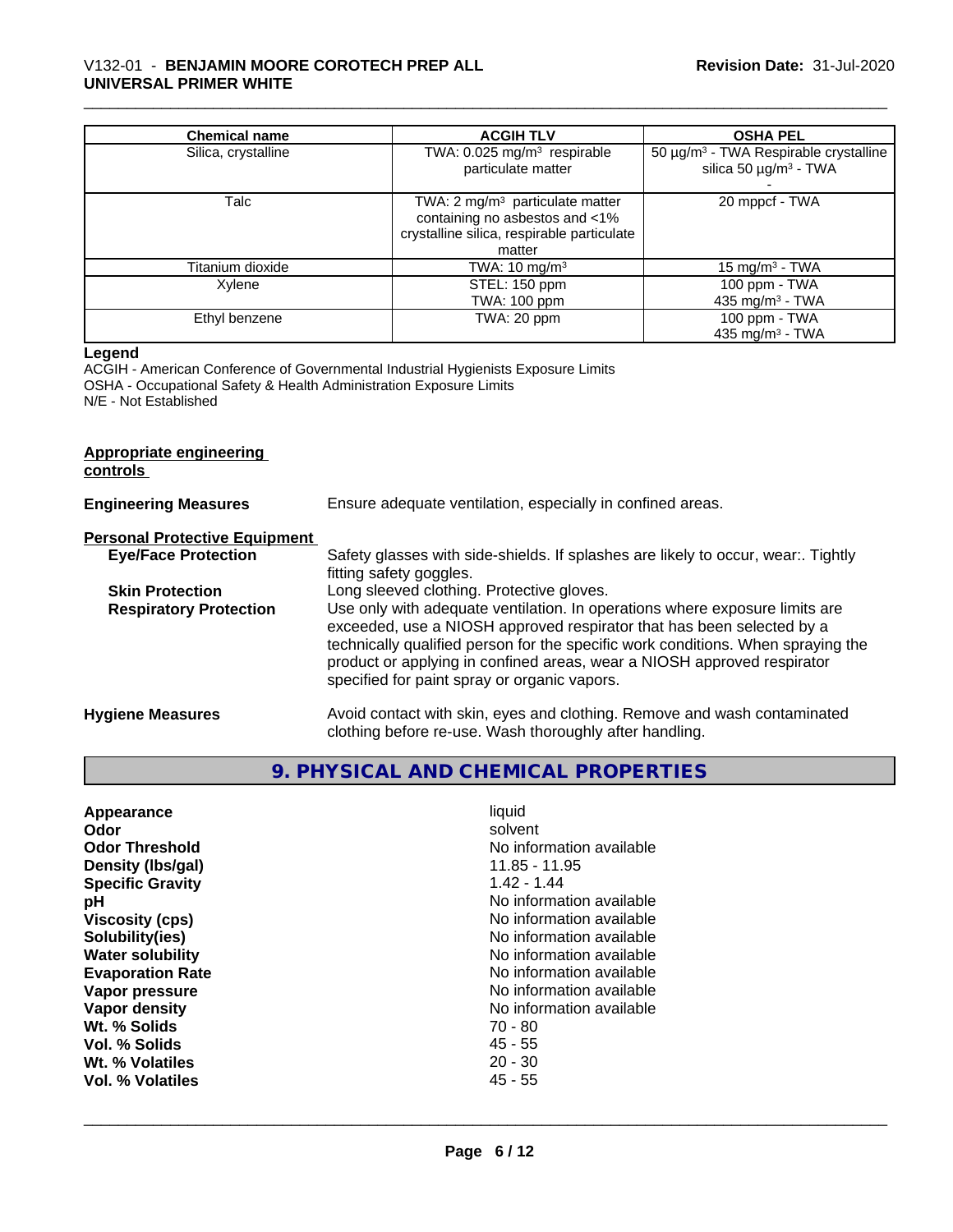| Chemical name | ACGIH TLV | OSHA PEL |
|---|---|---|
| Silica, crystalline | TWA: 0.025 mg/m³ respirable particulate matter | 50 µg/m³ - TWA Respirable crystalline silica 50 µg/m³ - TWA - |
| Talc | TWA: 2 mg/m³ particulate matter containing no asbestos and <1% crystalline silica, respirable particulate matter | 20 mppcf - TWA |
| Titanium dioxide | TWA: 10 mg/m³ | 15 mg/m³ - TWA |
| Xylene | STEL: 150 ppm TWA: 100 ppm | 100 ppm - TWA 435 mg/m³ - TWA |
| Ethyl benzene | TWA: 20 ppm | 100 ppm - TWA 435 mg/m³ - TWA |

**Legend**

ACGIH - American Conference of Governmental Industrial Hygienists Exposure Limits
OSHA - Occupational Safety & Health Administration Exposure Limits
N/E - Not Established

**Appropriate engineering controls**

**Engineering Measures** Ensure adequate ventilation, especially in confined areas.

**Personal Protective Equipment**

**Eye/Face Protection** Safety glasses with side-shields. If splashes are likely to occur, wear:. Tightly fitting safety goggles.

**Skin Protection** Long sleeved clothing. Protective gloves.

**Respiratory Protection** Use only with adequate ventilation. In operations where exposure limits are exceeded, use a NIOSH approved respirator that has been selected by a technically qualified person for the specific work conditions. When spraying the product or applying in confined areas, wear a NIOSH approved respirator specified for paint spray or organic vapors.

**Hygiene Measures** Avoid contact with skin, eyes and clothing. Remove and wash contaminated clothing before re-use. Wash thoroughly after handling.

## 9. PHYSICAL AND CHEMICAL PROPERTIES

| | |
|---|---|
| **Appearance** | liquid |
| **Odor** | solvent |
| **Odor Threshold** | No information available |
| **Density (lbs/gal)** | 11.85 - 11.95 |
| **Specific Gravity** | 1.42 - 1.44 |
| **pH** | No information available |
| **Viscosity (cps)** | No information available |
| **Solubility(ies)** | No information available |
| **Water solubility** | No information available |
| **Evaporation Rate** | No information available |
| **Vapor pressure** | No information available |
| **Vapor density** | No information available |
| **Wt. % Solids** | 70 - 80 |
| **Vol. % Solids** | 45 - 55 |
| **Wt. % Volatiles** | 20 - 30 |
| **Vol. % Volatiles** | 45 - 55 |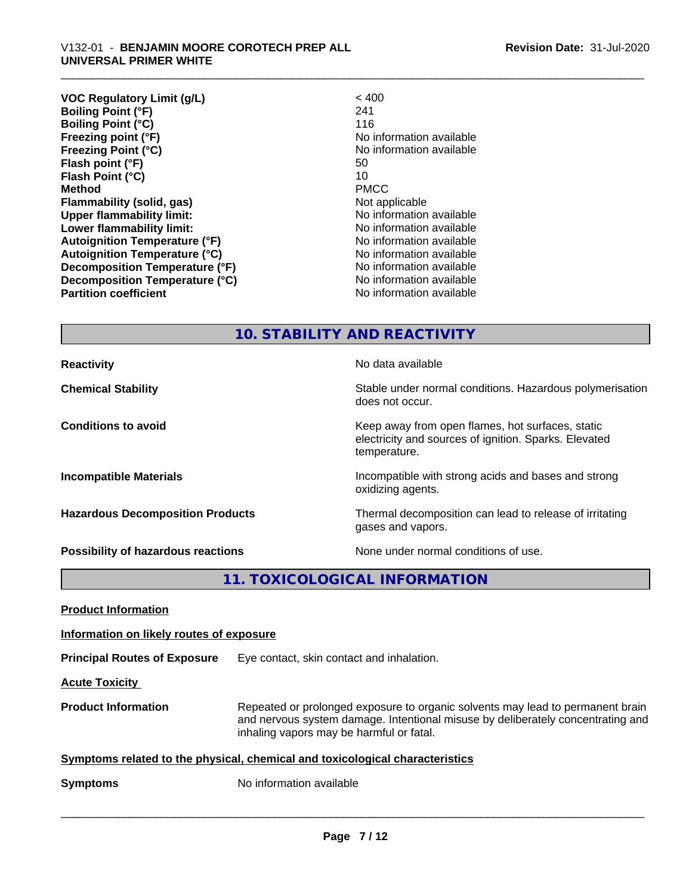| | |
|---|---|
| **VOC Regulatory Limit (g/L)** | < 400 |
| **Boiling Point (°F)** | 241 |
| **Boiling Point (°C)** | 116 |
| **Freezing point (°F)** | No information available |
| **Freezing Point (°C)** | No information available |
| **Flash point (°F)** | 50 |
| **Flash Point (°C)** | 10 |
| **Method** | PMCC |
| **Flammability (solid, gas)** | Not applicable |
| **Upper flammability limit:** | No information available |
| **Lower flammability limit:** | No information available |
| **Autoignition Temperature (°F)** | No information available |
| **Autoignition Temperature (°C)** | No information available |
| **Decomposition Temperature (°F)** | No information available |
| **Decomposition Temperature (°C)** | No information available |
| **Partition coefficient** | No information available |

## 10. STABILITY AND REACTIVITY

| | |
|---|---|
| **Reactivity** | No data available |
| **Chemical Stability** | Stable under normal conditions. Hazardous polymerisation does not occur. |
| **Conditions to avoid** | Keep away from open flames, hot surfaces, static electricity and sources of ignition. Sparks. Elevated temperature. |
| **Incompatible Materials** | Incompatible with strong acids and bases and strong oxidizing agents. |
| **Hazardous Decomposition Products** | Thermal decomposition can lead to release of irritating gases and vapors. |
| **Possibility of hazardous reactions** | None under normal conditions of use. |

## 11. TOXICOLOGICAL INFORMATION

**Product Information**

**Information on likely routes of exposure**

**Principal Routes of Exposure** Eye contact, skin contact and inhalation.

**Acute Toxicity**

**Product Information** Repeated or prolonged exposure to organic solvents may lead to permanent brain and nervous system damage. Intentional misuse by deliberately concentrating and inhaling vapors may be harmful or fatal.

**Symptoms related to the physical, chemical and toxicological characteristics**

**Symptoms** No information available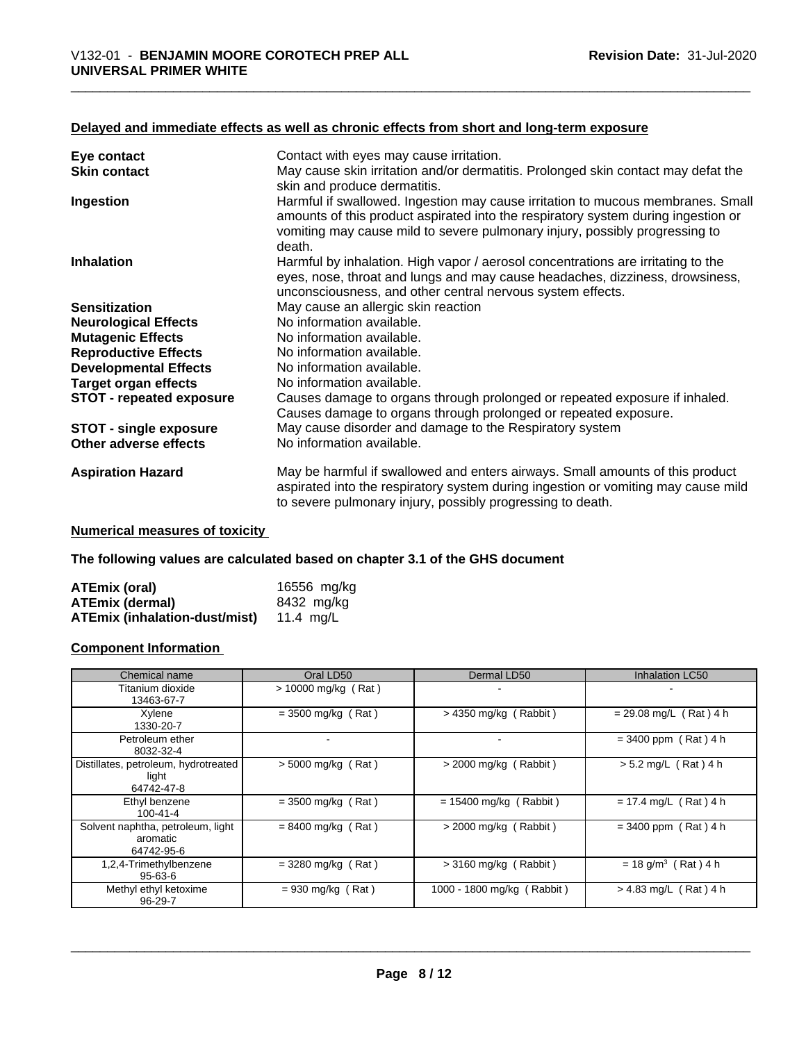### Delayed and immediate effects as well as chronic effects from short and long-term exposure

| | |
|---|---|
| **Eye contact** | Contact with eyes may cause irritation. |
| **Skin contact** | May cause skin irritation and/or dermatitis. Prolonged skin contact may defat the skin and produce dermatitis. |
| **Ingestion** | Harmful if swallowed. Ingestion may cause irritation to mucous membranes. Small amounts of this product aspirated into the respiratory system during ingestion or vomiting may cause mild to severe pulmonary injury, possibly progressing to death. |
| **Inhalation** | Harmful by inhalation. High vapor / aerosol concentrations are irritating to the eyes, nose, throat and lungs and may cause headaches, dizziness, drowsiness, unconsciousness, and other central nervous system effects. |
| **Sensitization** | May cause an allergic skin reaction |
| **Neurological Effects** | No information available. |
| **Mutagenic Effects** | No information available. |
| **Reproductive Effects** | No information available. |
| **Developmental Effects** | No information available. |
| **Target organ effects** | No information available. |
| **STOT - repeated exposure** | Causes damage to organs through prolonged or repeated exposure if inhaled. Causes damage to organs through prolonged or repeated exposure. |
| **STOT - single exposure** | May cause disorder and damage to the Respiratory system |
| **Other adverse effects** | No information available. |
| **Aspiration Hazard** | May be harmful if swallowed and enters airways. Small amounts of this product aspirated into the respiratory system during ingestion or vomiting may cause mild to severe pulmonary injury, possibly progressing to death. |

### Numerical measures of toxicity

**The following values are calculated based on chapter 3.1 of the GHS document**

| | |
|---|---|
| **ATEmix (oral)** | 16556 mg/kg |
| **ATEmix (dermal)** | 8432 mg/kg |
| **ATEmix (inhalation-dust/mist)** | 11.4 mg/L |

### Component Information

| Chemical name | Oral LD50 | Dermal LD50 | Inhalation LC50 |
|---|---|---|---|
| Titanium dioxide 13463-67-7 | > 10000 mg/kg ( Rat ) | - | - |
| Xylene 1330-20-7 | = 3500 mg/kg ( Rat ) | > 4350 mg/kg ( Rabbit ) | = 29.08 mg/L ( Rat ) 4 h |
| Petroleum ether 8032-32-4 | - | - | = 3400 ppm ( Rat ) 4 h |
| Distillates, petroleum, hydrotreated light 64742-47-8 | > 5000 mg/kg ( Rat ) | > 2000 mg/kg ( Rabbit ) | > 5.2 mg/L ( Rat ) 4 h |
| Ethyl benzene 100-41-4 | = 3500 mg/kg ( Rat ) | = 15400 mg/kg ( Rabbit ) | = 17.4 mg/L ( Rat ) 4 h |
| Solvent naphtha, petroleum, light aromatic 64742-95-6 | = 8400 mg/kg ( Rat ) | > 2000 mg/kg ( Rabbit ) | = 3400 ppm ( Rat ) 4 h |
| 1,2,4-Trimethylbenzene 95-63-6 | = 3280 mg/kg ( Rat ) | > 3160 mg/kg ( Rabbit ) | = 18 g/m$^3$ ( Rat ) 4 h |
| Methyl ethyl ketoxime 96-29-7 | = 930 mg/kg ( Rat ) | 1000 - 1800 mg/kg ( Rabbit ) | > 4.83 mg/L ( Rat ) 4 h |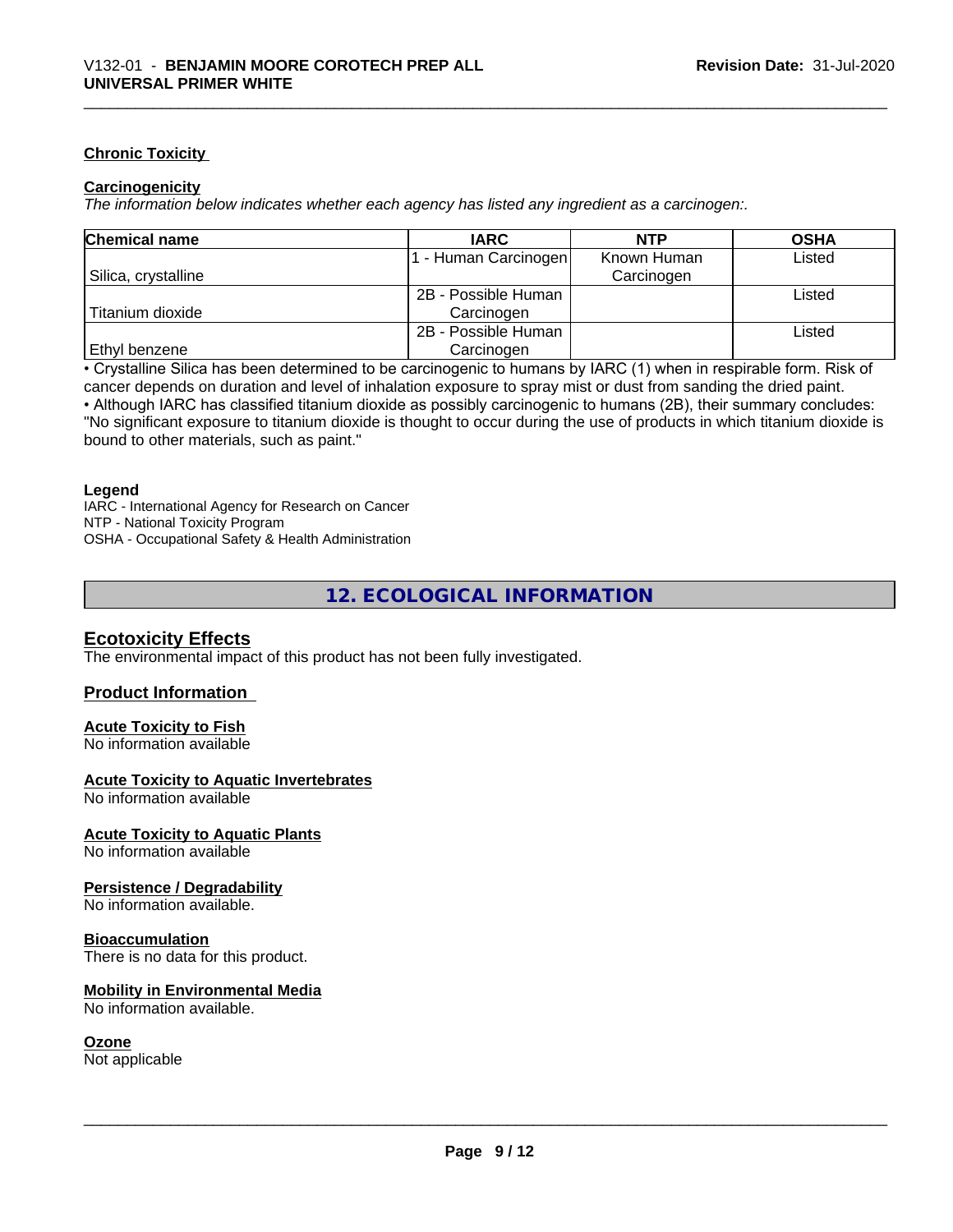### Chronic Toxicity

#### Carcinogenicity

*The information below indicates whether each agency has listed any ingredient as a carcinogen:.*

| Chemical name | IARC | NTP | OSHA |
|---|---|---|---|
| Silica, crystalline | 1 - Human Carcinogen | Known Human Carcinogen | Listed |
| Titanium dioxide | 2B - Possible Human Carcinogen | | Listed |
| Ethyl benzene | 2B - Possible Human Carcinogen | | Listed |

• Crystalline Silica has been determined to be carcinogenic to humans by IARC (1) when in respirable form. Risk of cancer depends on duration and level of inhalation exposure to spray mist or dust from sanding the dried paint.
• Although IARC has classified titanium dioxide as possibly carcinogenic to humans (2B), their summary concludes: "No significant exposure to titanium dioxide is thought to occur during the use of products in which titanium dioxide is bound to other materials, such as paint."

**Legend**
IARC - International Agency for Research on Cancer
NTP - National Toxicity Program
OSHA - Occupational Safety & Health Administration

## 12. ECOLOGICAL INFORMATION

### Ecotoxicity Effects

The environmental impact of this product has not been fully investigated.

### Product Information

#### Acute Toxicity to Fish
No information available

#### Acute Toxicity to Aquatic Invertebrates
No information available

#### Acute Toxicity to Aquatic Plants
No information available

#### Persistence / Degradability
No information available.

#### Bioaccumulation
There is no data for this product.

#### Mobility in Environmental Media
No information available.

#### Ozone
Not applicable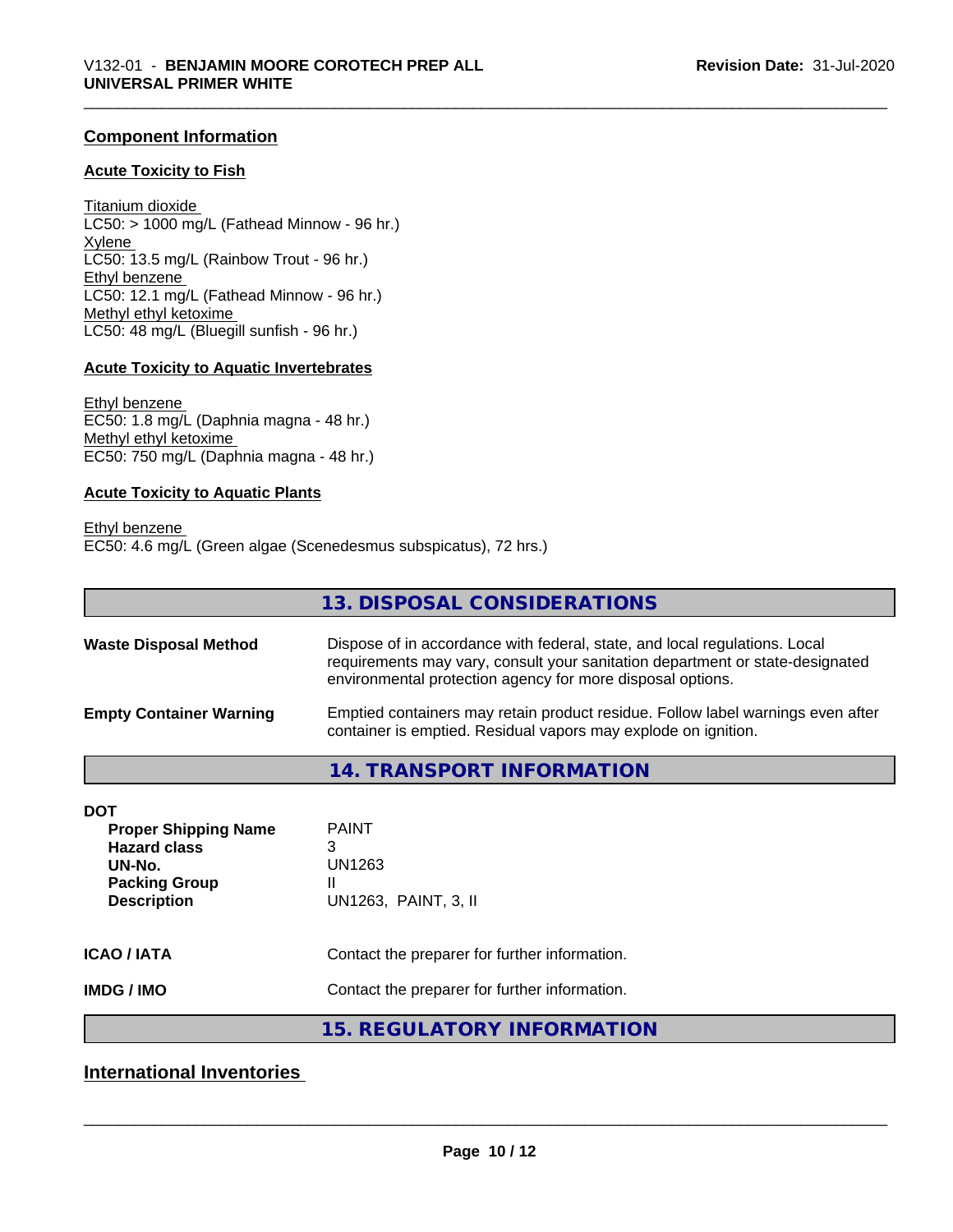### Component Information

#### Acute Toxicity to Fish

Titanium dioxide
LC50: > 1000 mg/L (Fathead Minnow - 96 hr.)
Xylene
LC50: 13.5 mg/L (Rainbow Trout - 96 hr.)
Ethyl benzene
LC50: 12.1 mg/L (Fathead Minnow - 96 hr.)
Methyl ethyl ketoxime
LC50: 48 mg/L (Bluegill sunfish - 96 hr.)

#### Acute Toxicity to Aquatic Invertebrates

Ethyl benzene
EC50: 1.8 mg/L (Daphnia magna - 48 hr.)
Methyl ethyl ketoxime
EC50: 750 mg/L (Daphnia magna - 48 hr.)

#### Acute Toxicity to Aquatic Plants

Ethyl benzene
EC50: 4.6 mg/L (Green algae (Scenedesmus subspicatus), 72 hrs.)

## 13. DISPOSAL CONSIDERATIONS

**Waste Disposal Method** Dispose of in accordance with federal, state, and local regulations. Local requirements may vary, consult your sanitation department or state-designated environmental protection agency for more disposal options.

**Empty Container Warning** Emptied containers may retain product residue. Follow label warnings even after container is emptied. Residual vapors may explode on ignition.

## 14. TRANSPORT INFORMATION

**DOT**

| | |
|---|---|
| **Proper Shipping Name** | PAINT |
| **Hazard class** | 3 |
| **UN-No.** | UN1263 |
| **Packing Group** | II |
| **Description** | UN1263, PAINT, 3, II |

**ICAO / IATA** Contact the preparer for further information.

**IMDG / IMO** Contact the preparer for further information.

## 15. REGULATORY INFORMATION

### International Inventories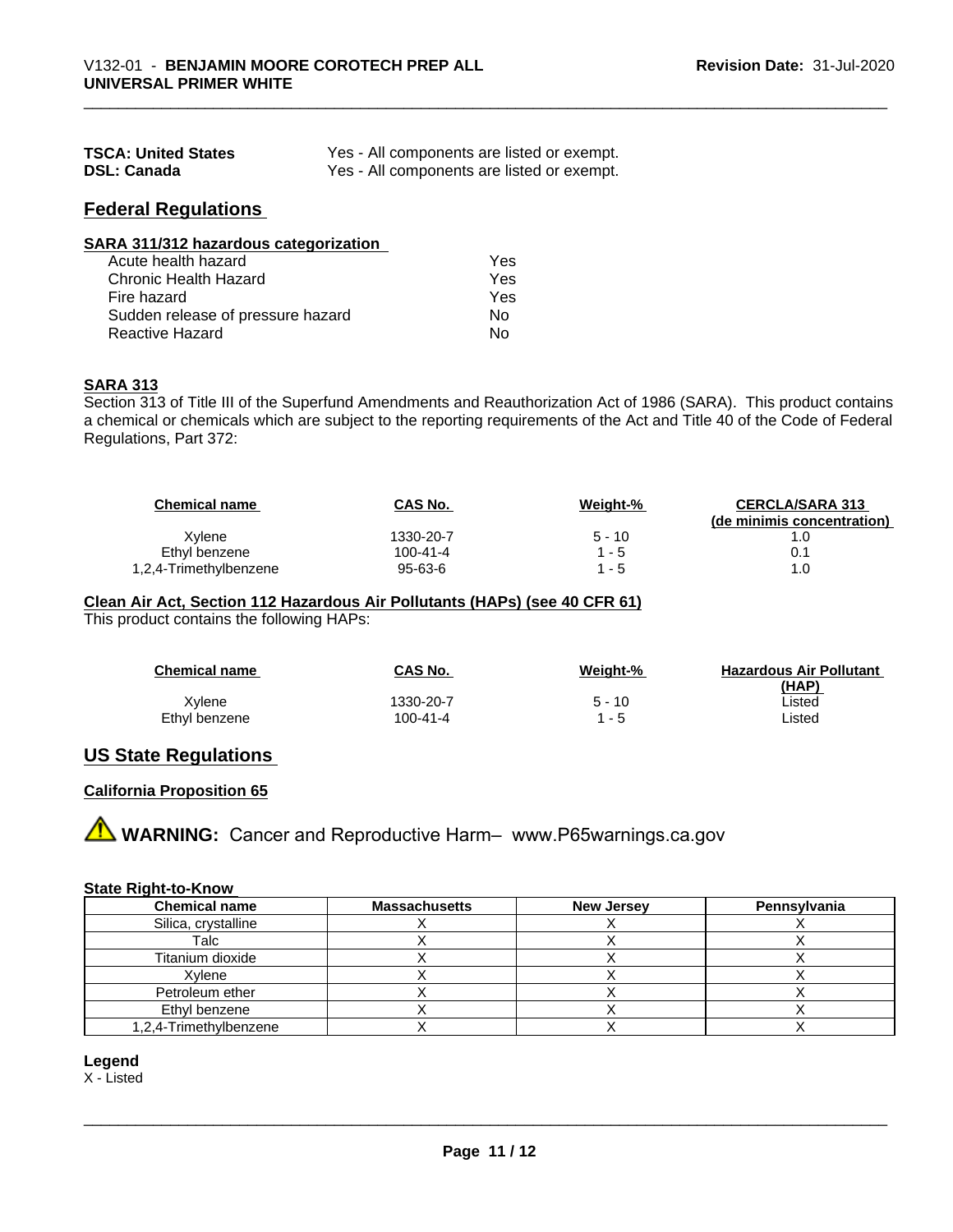| | |
|---|---|
| **TSCA: United States** | Yes - All components are listed or exempt. |
| **DSL: Canada** | Yes - All components are listed or exempt. |

## Federal Regulations

**SARA 311/312 hazardous categorization**

| | |
|---|---|
| Acute health hazard | Yes |
| Chronic Health Hazard | Yes |
| Fire hazard | Yes |
| Sudden release of pressure hazard | No |
| Reactive Hazard | No |

**SARA 313**

Section 313 of Title III of the Superfund Amendments and Reauthorization Act of 1986 (SARA). This product contains a chemical or chemicals which are subject to the reporting requirements of the Act and Title 40 of the Code of Federal Regulations, Part 372:

| Chemical name | CAS No. | Weight-% | CERCLA/SARA 313 (de minimis concentration) |
|---|---|---|---|
| Xylene | 1330-20-7 | 5 - 10 | 1.0 |
| Ethyl benzene | 100-41-4 | 1 - 5 | 0.1 |
| 1,2,4-Trimethylbenzene | 95-63-6 | 1 - 5 | 1.0 |

**Clean Air Act, Section 112 Hazardous Air Pollutants (HAPs) (see 40 CFR 61)**

This product contains the following HAPs:

| Chemical name | CAS No. | Weight-% | Hazardous Air Pollutant (HAP) |
|---|---|---|---|
| Xylene | 1330-20-7 | 5 - 10 | Listed |
| Ethyl benzene | 100-41-4 | 1 - 5 | Listed |

## US State Regulations

**California Proposition 65**

⚠ **WARNING:** Cancer and Reproductive Harm– www.P65warnings.ca.gov

**State Right-to-Know**

| Chemical name | Massachusetts | New Jersey | Pennsylvania |
|---|---|---|---|
| Silica, crystalline | X | X | X |
| Talc | X | X | X |
| Titanium dioxide | X | X | X |
| Xylene | X | X | X |
| Petroleum ether | X | X | X |
| Ethyl benzene | X | X | X |
| 1,2,4-Trimethylbenzene | X | X | X |

**Legend**

X - Listed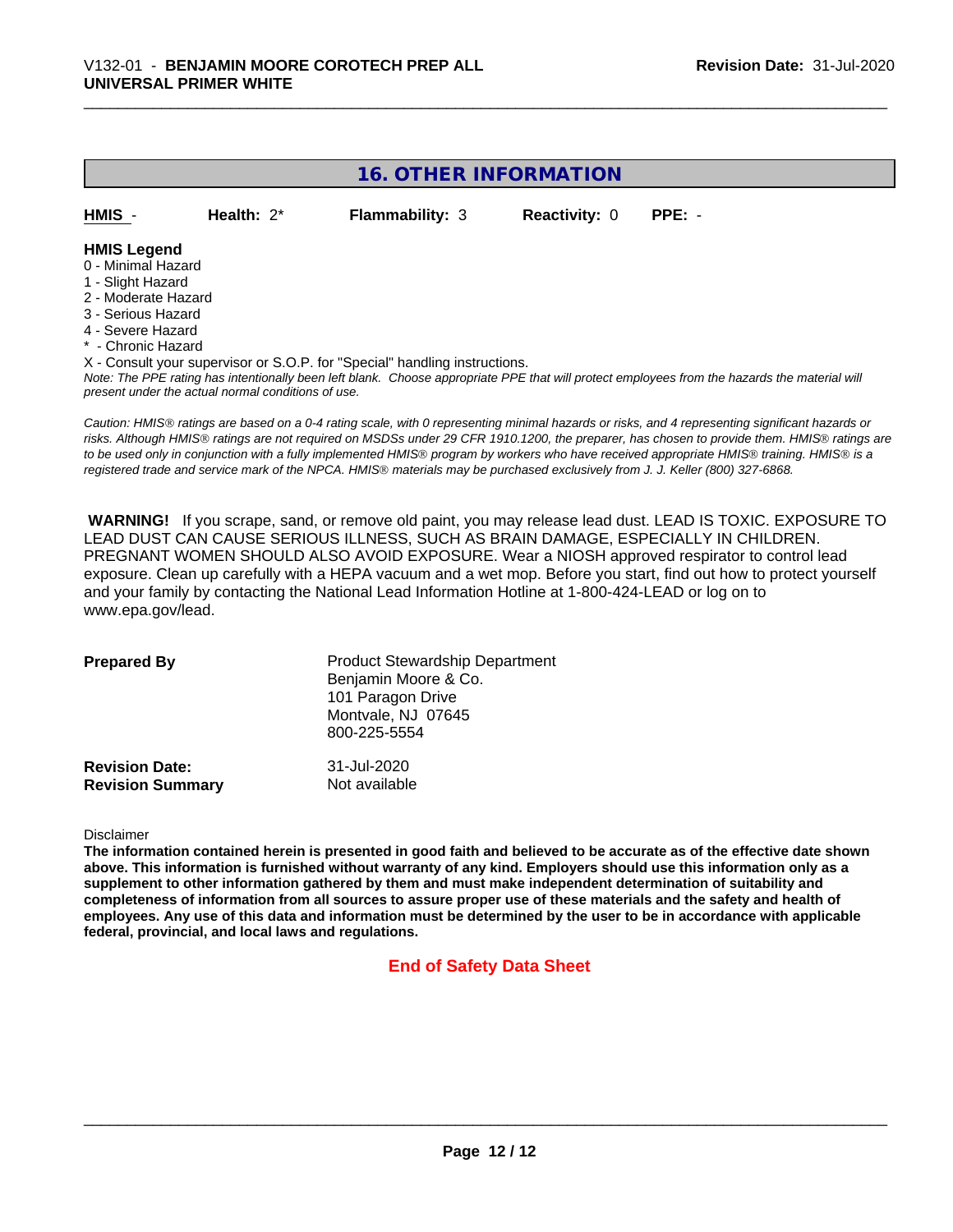## 16. OTHER INFORMATION

| HMIS - | Health: 2* | Flammability: 3 | Reactivity: 0 | PPE: - |
|---|---|---|---|---|

**HMIS Legend**
0 - Minimal Hazard
1 - Slight Hazard
2 - Moderate Hazard
3 - Serious Hazard
4 - Severe Hazard
* - Chronic Hazard
X - Consult your supervisor or S.O.P. for "Special" handling instructions.

*Note: The PPE rating has intentionally been left blank. Choose appropriate PPE that will protect employees from the hazards the material will present under the actual normal conditions of use.*

*Caution: HMIS® ratings are based on a 0-4 rating scale, with 0 representing minimal hazards or risks, and 4 representing significant hazards or risks. Although HMIS® ratings are not required on MSDSs under 29 CFR 1910.1200, the preparer, has chosen to provide them. HMIS® ratings are to be used only in conjunction with a fully implemented HMIS® program by workers who have received appropriate HMIS® training. HMIS® is a registered trade and service mark of the NPCA. HMIS® materials may be purchased exclusively from J. J. Keller (800) 327-6868.*

**WARNING!** If you scrape, sand, or remove old paint, you may release lead dust. LEAD IS TOXIC. EXPOSURE TO LEAD DUST CAN CAUSE SERIOUS ILLNESS, SUCH AS BRAIN DAMAGE, ESPECIALLY IN CHILDREN. PREGNANT WOMEN SHOULD ALSO AVOID EXPOSURE. Wear a NIOSH approved respirator to control lead exposure. Clean up carefully with a HEPA vacuum and a wet mop. Before you start, find out how to protect yourself and your family by contacting the National Lead Information Hotline at 1-800-424-LEAD or log on to www.epa.gov/lead.

**Prepared By**
Product Stewardship Department
Benjamin Moore & Co.
101 Paragon Drive
Montvale, NJ 07645
800-225-5554

**Revision Date:** 31-Jul-2020
**Revision Summary** Not available

Disclaimer

**The information contained herein is presented in good faith and believed to be accurate as of the effective date shown above. This information is furnished without warranty of any kind. Employers should use this information only as a supplement to other information gathered by them and must make independent determination of suitability and completeness of information from all sources to assure proper use of these materials and the safety and health of employees. Any use of this data and information must be determined by the user to be in accordance with applicable federal, provincial, and local laws and regulations.**

**End of Safety Data Sheet**